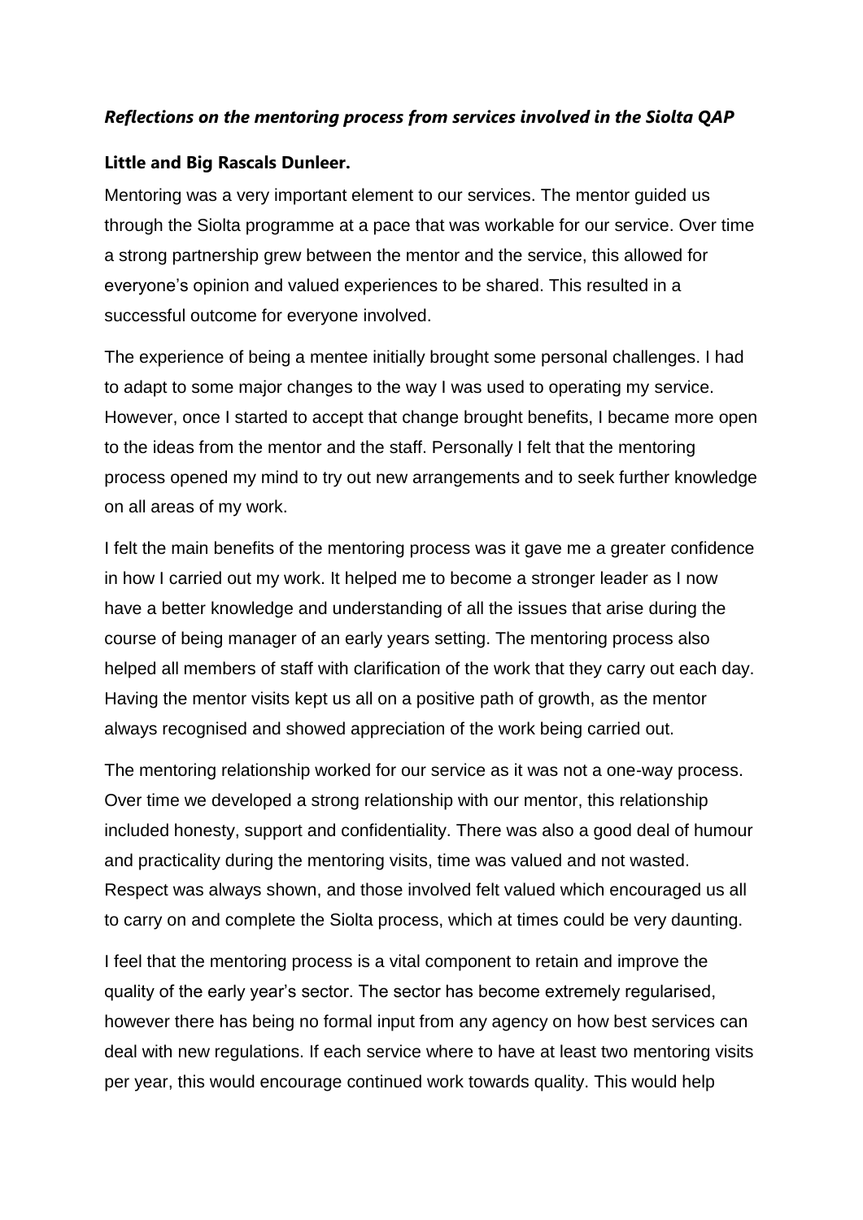## *Reflections on the mentoring process from services involved in the Siolta QAP*

### Little and Big Rascals Dunleer.

Mentoring was a very important element to our services. The mentor guided us through the Siolta programme at a pace that was workable for our service. Over time a strong partnership grew between the mentor and the service, this allowed for everyone's opinion and valued experiences to be shared. This resulted in a successful outcome for everyone involved.

The experience of being a mentee initially brought some personal challenges. I had to adapt to some major changes to the way I was used to operating my service. However, once I started to accept that change brought benefits, I became more open to the ideas from the mentor and the staff. Personally I felt that the mentoring process opened my mind to try out new arrangements and to seek further knowledge on all areas of my work.

I felt the main benefits of the mentoring process was it gave me a greater confidence in how I carried out my work. It helped me to become a stronger leader as I now have a better knowledge and understanding of all the issues that arise during the course of being manager of an early years setting. The mentoring process also helped all members of staff with clarification of the work that they carry out each day. Having the mentor visits kept us all on a positive path of growth, as the mentor always recognised and showed appreciation of the work being carried out.

The mentoring relationship worked for our service as it was not a one-way process. Over time we developed a strong relationship with our mentor, this relationship included honesty, support and confidentiality. There was also a good deal of humour and practicality during the mentoring visits, time was valued and not wasted. Respect was always shown, and those involved felt valued which encouraged us all to carry on and complete the Siolta process, which at times could be very daunting.

I feel that the mentoring process is a vital component to retain and improve the quality of the early year's sector. The sector has become extremely regularised, however there has being no formal input from any agency on how best services can deal with new regulations. If each service where to have at least two mentoring visits per year, this would encourage continued work towards quality. This would help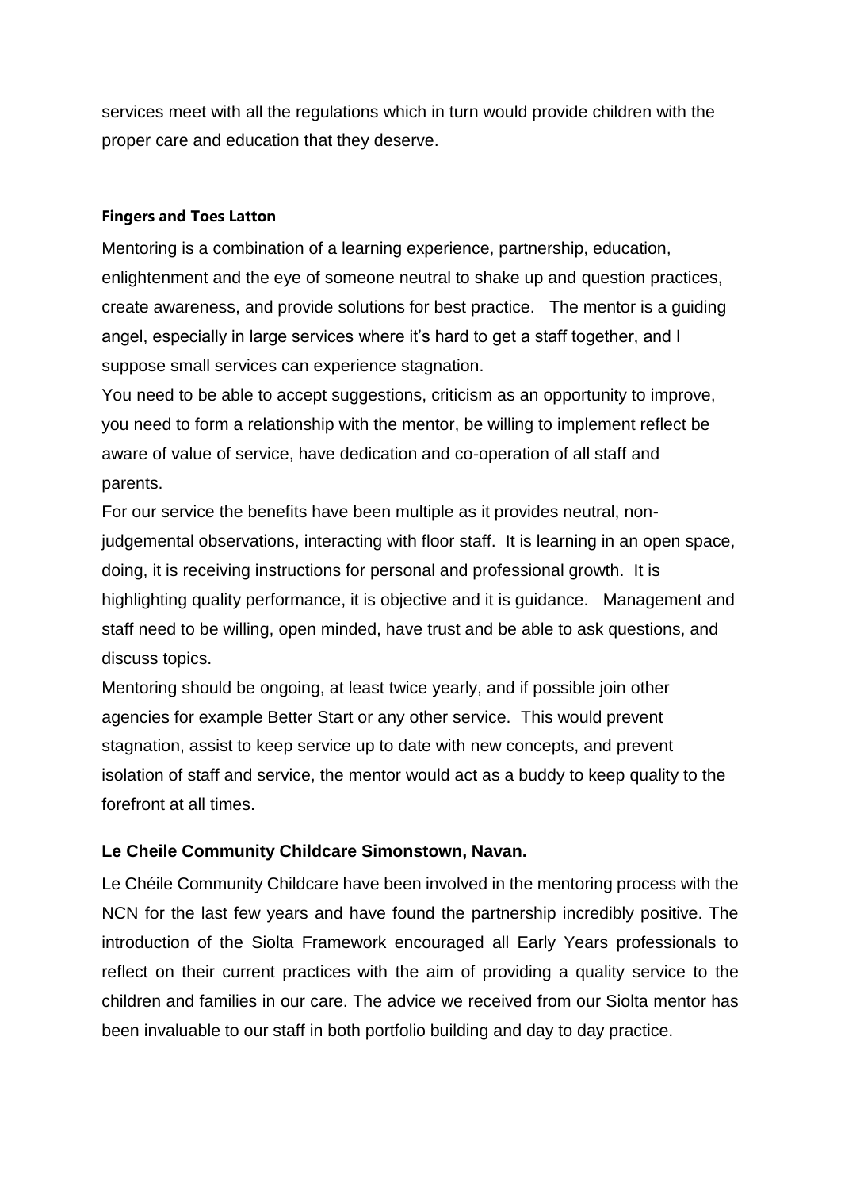services meet with all the regulations which in turn would provide children with the proper care and education that they deserve.

**Fingers and Toes Latton**

Mentoring is a combination of a learning experience, partnership, education, enlightenment and the eye of someone neutral to shake up and question practices, create awareness, and provide solutions for best practice. The mentor is a guiding angel, especially in large services where it's hard to get a staff together, and I suppose small services can experience stagnation.

You need to be able to accept suggestions, criticism as an opportunity to improve, you need to form a relationship with the mentor, be willing to implement reflect be aware of value of service, have dedication and co-operation of all staff and parents.

For our service the benefits have been multiple as it provides neutral, non-judgemental observations, interacting with floor staff. It is learning in an open space, doing, it is receiving instructions for personal and professional growth. It is highlighting quality performance, it is objective and it is guidance. Management and staff need to be willing, open minded, have trust and be able to ask questions, and discuss topics.

Mentoring should be ongoing, at least twice yearly, and if possible join other agencies for example Better Start or any other service. This would prevent stagnation, assist to keep service up to date with new concepts, and prevent isolation of staff and service, the mentor would act as a buddy to keep quality to the forefront at all times.

**Le Cheile Community Childcare Simonstown, Navan.**

Le Chéile Community Childcare have been involved in the mentoring process with the NCN for the last few years and have found the partnership incredibly positive. The introduction of the Siolta Framework encouraged all Early Years professionals to reflect on their current practices with the aim of providing a quality service to the children and families in our care. The advice we received from our Siolta mentor has been invaluable to our staff in both portfolio building and day to day practice.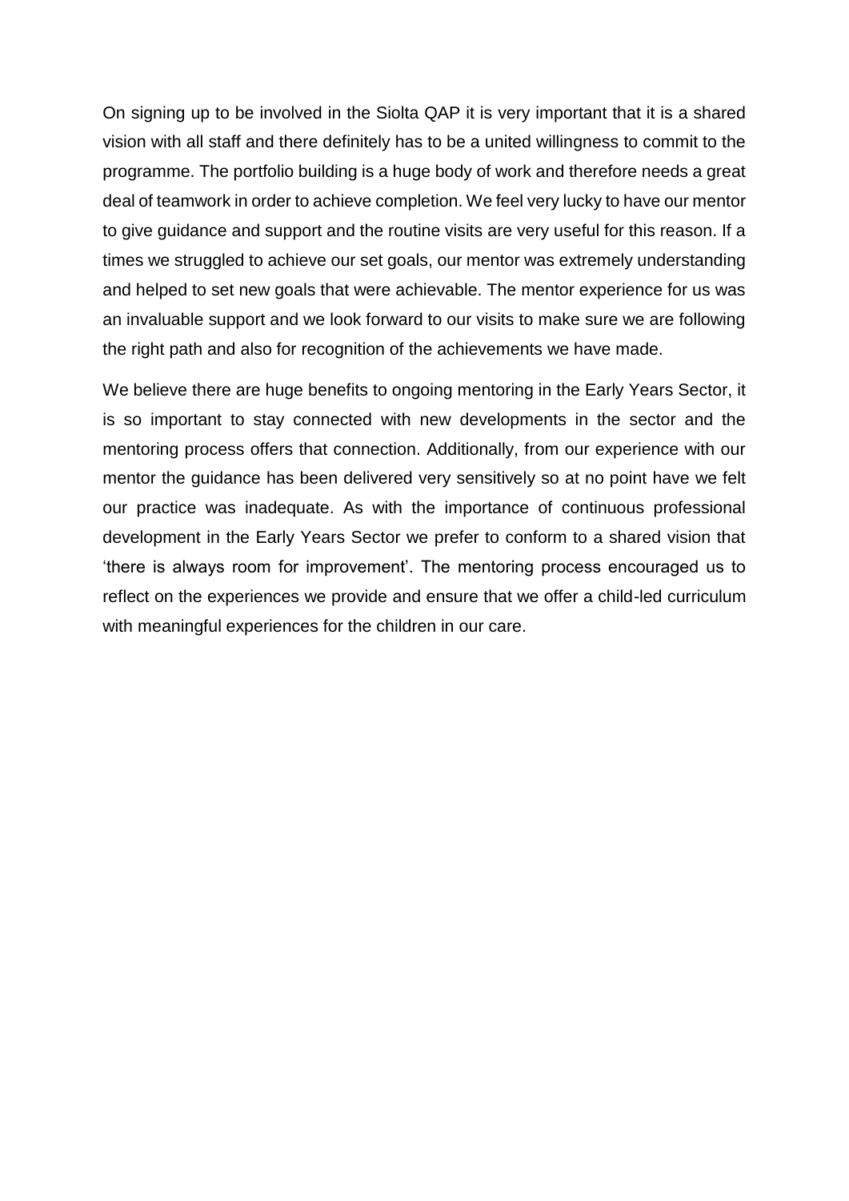On signing up to be involved in the Siolta QAP it is very important that it is a shared vision with all staff and there definitely has to be a united willingness to commit to the programme. The portfolio building is a huge body of work and therefore needs a great deal of teamwork in order to achieve completion. We feel very lucky to have our mentor to give guidance and support and the routine visits are very useful for this reason. If a times we struggled to achieve our set goals, our mentor was extremely understanding and helped to set new goals that were achievable. The mentor experience for us was an invaluable support and we look forward to our visits to make sure we are following the right path and also for recognition of the achievements we have made.

We believe there are huge benefits to ongoing mentoring in the Early Years Sector, it is so important to stay connected with new developments in the sector and the mentoring process offers that connection. Additionally, from our experience with our mentor the guidance has been delivered very sensitively so at no point have we felt our practice was inadequate. As with the importance of continuous professional development in the Early Years Sector we prefer to conform to a shared vision that 'there is always room for improvement'. The mentoring process encouraged us to reflect on the experiences we provide and ensure that we offer a child-led curriculum with meaningful experiences for the children in our care.